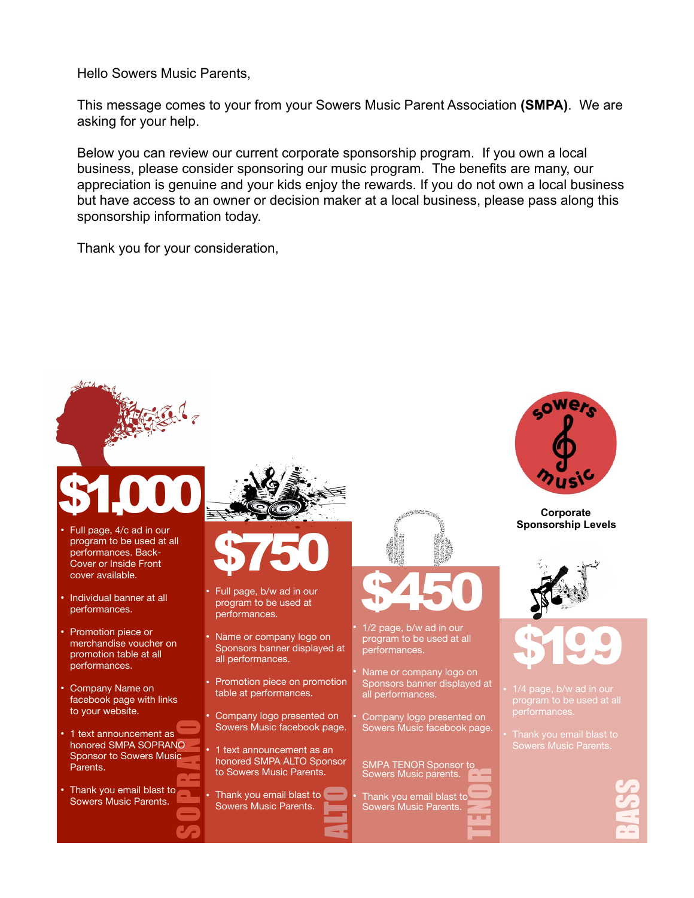Hello Sowers Music Parents,

This message comes to your from your Sowers Music Parent Association **(SMPA)**. We are asking for your help.

Below you can review our current corporate sponsorship program. If you own a local business, please consider sponsoring our music program. The benefits are many, our appreciation is genuine and your kids enjoy the rewards. If you do not own a local business but have access to an owner or decision maker at a local business, please pass along this sponsorship information today.

Thank you for your consideration,

**Corporate Sponsorship Levels**

## SOPRANO — $1,000

- Full page, 4/c ad in our program to be used at all performances. Back-Cover or Inside Front cover available.
- Individual banner at all performances.
- Promotion piece or merchandise voucher on promotion table at all performances.
- Company Name on facebook page with links to your website.
- 1 text announcement as honored SMPA SOPRANO Sponsor to Sowers Music Parents.
- Thank you email blast to Sowers Music Parents.

## ALTO — $750

- Full page, b/w ad in our program to be used at performances.
- Name or company logo on Sponsors banner displayed at all performances.
- Promotion piece on promotion table at performances.
- Company logo presented on Sowers Music facebook page.
- 1 text announcement as an honored SMPA ALTO Sponsor to Sowers Music Parents.
- Thank you email blast to Sowers Music Parents.

## TENOR — $450

- 1/2 page, b/w ad in our program to be used at all performances.
- Name or company logo on Sponsors banner displayed at all performances.
- Company logo presented on Sowers Music facebook page.

SMPA TENOR Sponsor to Sowers Music parents.

- Thank you email blast to Sowers Music Parents.

## BASS — $199

- 1/4 page, b/w ad in our program to be used at all performances.
- Thank you email blast to Sowers Music Parents.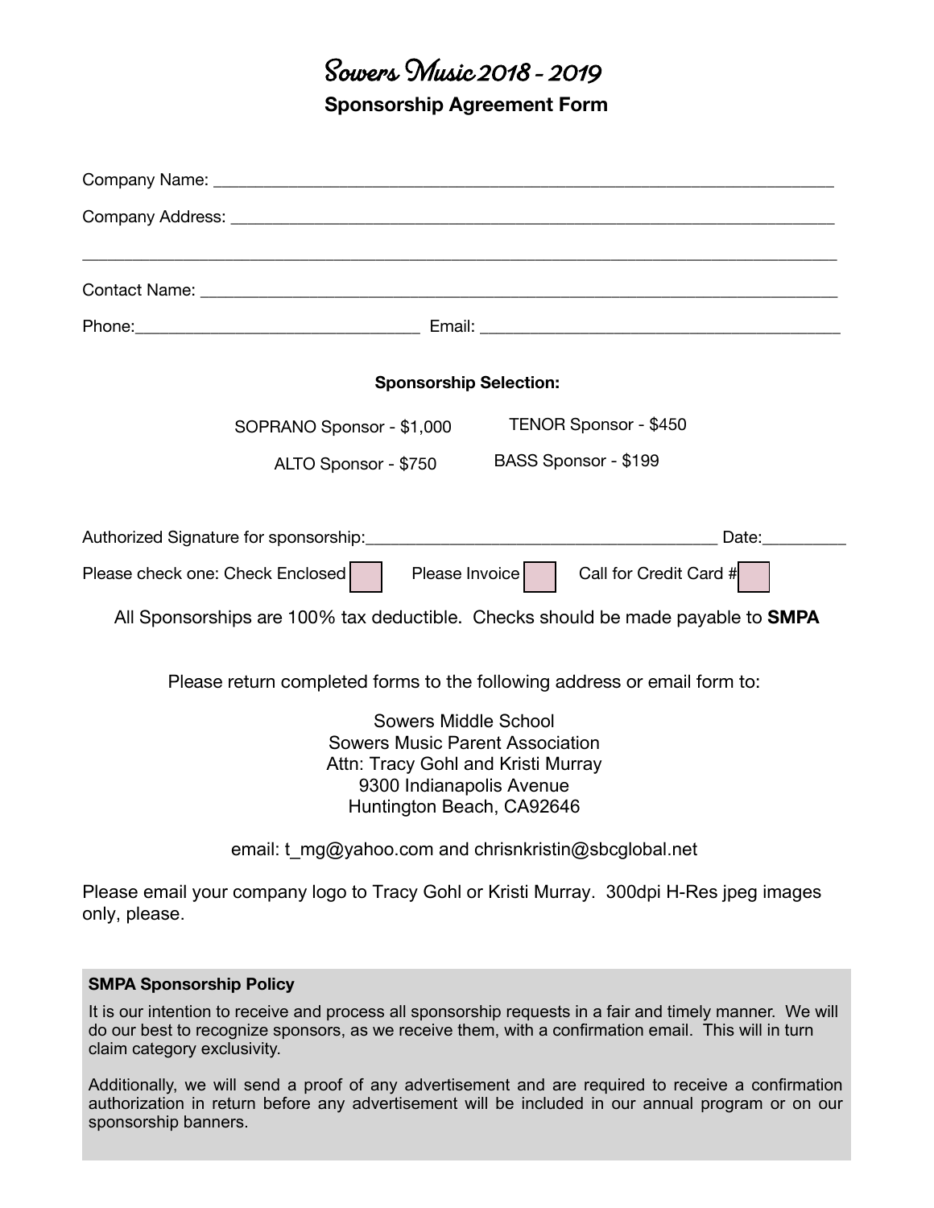# Sowers Music 2018 - 2019

## Sponsorship Agreement Form

Company Name: ___________________________________________________________________________

Company Address: ________________________________________________________________________

_________________________________________________________________________________________

Contact Name: ____________________________________________________________________________

Phone:_________________________________ Email: _________________________________________

**Sponsorship Selection:**

SOPRANO Sponsor - $1,000

TENOR Sponsor - $450

ALTO Sponsor - $750

BASS Sponsor - $199

Authorized Signature for sponsorship:_________________________________________ Date:__________

Please check one: Check Enclosed ☐ Please Invoice ☐ Call for Credit Card # ☐

All Sponsorships are 100% tax deductible. Checks should be made payable to **SMPA**

Please return completed forms to the following address or email form to:

Sowers Middle School  
Sowers Music Parent Association  
Attn: Tracy Gohl and Kristi Murray  
9300 Indianapolis Avenue  
Huntington Beach, CA92646

email: t_mg@yahoo.com and chrisnkristin@sbcglobal.net

Please email your company logo to Tracy Gohl or Kristi Murray. 300dpi H-Res jpeg images only, please.

**SMPA Sponsorship Policy**

It is our intention to receive and process all sponsorship requests in a fair and timely manner. We will do our best to recognize sponsors, as we receive them, with a confirmation email. This will in turn claim category exclusivity.

Additionally, we will send a proof of any advertisement and are required to receive a confirmation authorization in return before any advertisement will be included in our annual program or on our sponsorship banners.